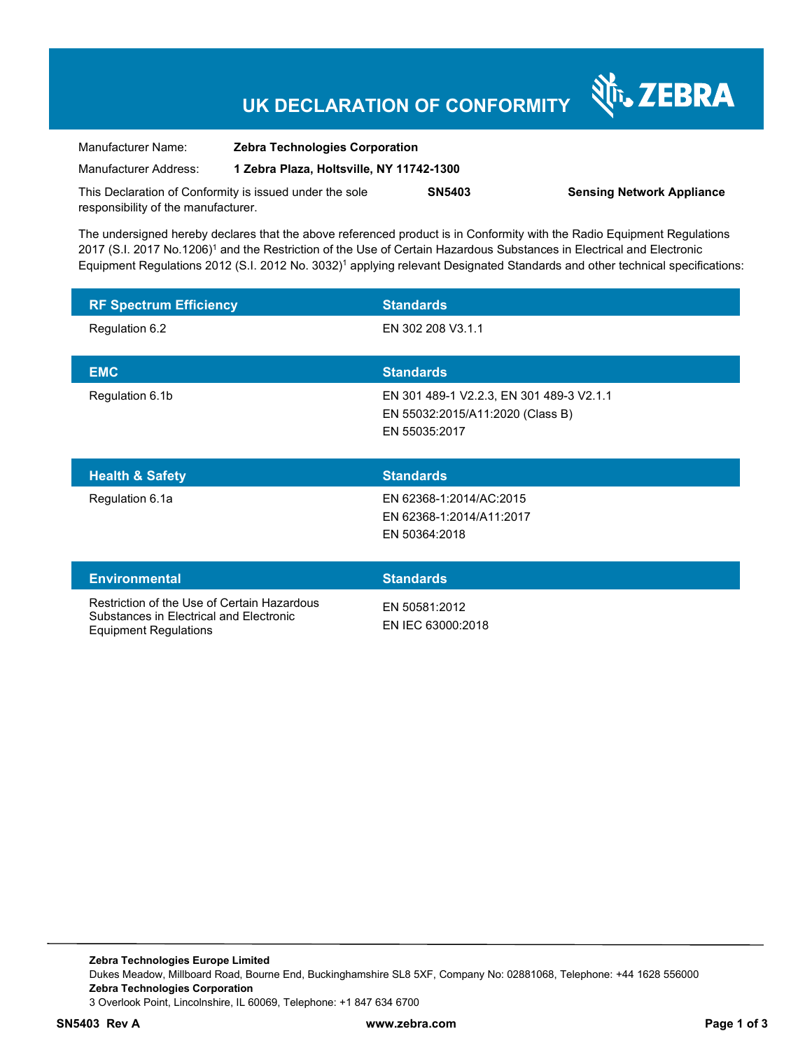# UK DECLARATION OF CONFORMITY

ZEBRA

Manufacturer Name: **Zebra Technologies Corporation**

Manufacturer Address: **1 Zebra Plaza, Holtsville, NY 11742-1300**

This Declaration of Conformity is issued under the sole responsibility of the manufacturer. **SN5403** **Sensing Network Appliance**

The undersigned hereby declares that the above referenced product is in Conformity with the Radio Equipment Regulations 2017 (S.I. 2017 No.1206)[1] and the Restriction of the Use of Certain Hazardous Substances in Electrical and Electronic Equipment Regulations 2012 (S.I. 2012 No. 3032)[1] applying relevant Designated Standards and other technical specifications:

| RF Spectrum Efficiency | Standards |
|---|---|
| Regulation 6.2 | EN 302 208 V3.1.1 |

| EMC | Standards |
|---|---|
| Regulation 6.1b | EN 301 489-1 V2.2.3, EN 301 489-3 V2.1.1<br>EN 55032:2015/A11:2020 (Class B)<br>EN 55035:2017 |

| Health & Safety | Standards |
|---|---|
| Regulation 6.1a | EN 62368-1:2014/AC:2015<br>EN 62368-1:2014/A11:2017<br>EN 50364:2018 |

| Environmental | Standards |
|---|---|
| Restriction of the Use of Certain Hazardous Substances in Electrical and Electronic Equipment Regulations | EN 50581:2012<br>EN IEC 63000:2018 |

**Zebra Technologies Europe Limited**
Dukes Meadow, Millboard Road, Bourne End, Buckinghamshire SL8 5XF, Company No: 02881068, Telephone: +44 1628 556000
**Zebra Technologies Corporation**
3 Overlook Point, Lincolnshire, IL 60069, Telephone: +1 847 634 6700

**SN5403 Rev A** **www.zebra.com**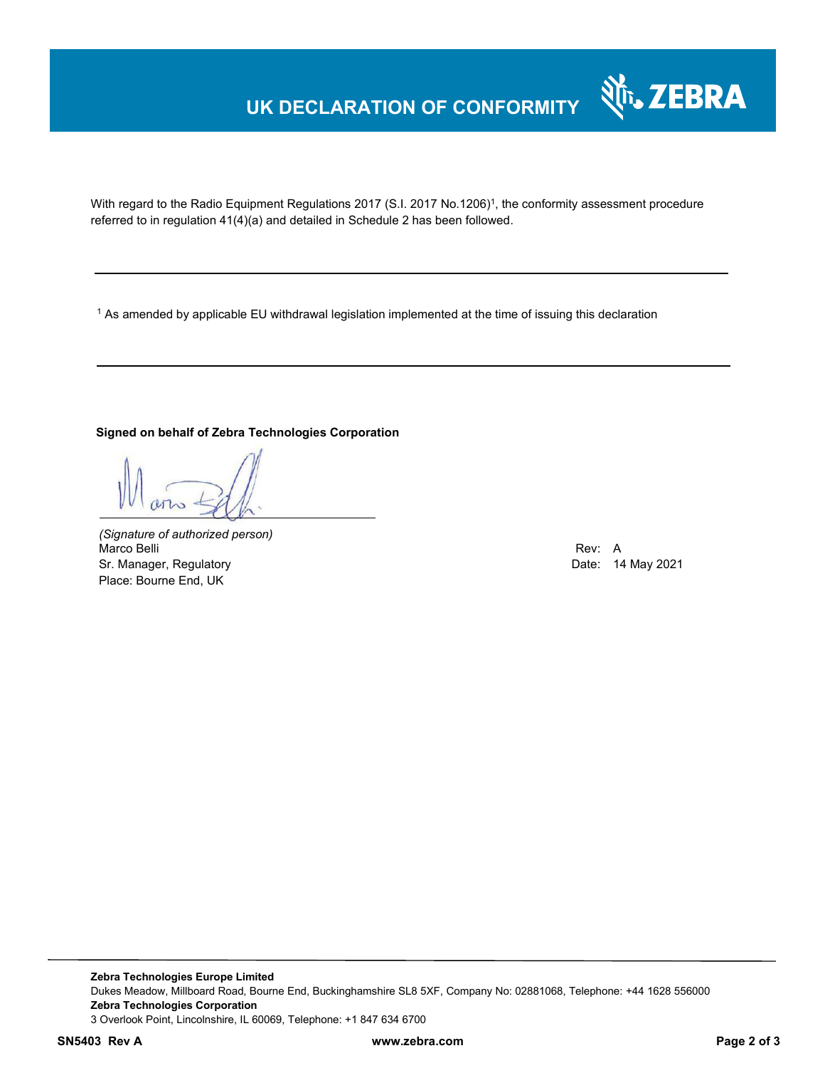# UK DECLARATION OF CONFORMITY

With regard to the Radio Equipment Regulations 2017 (S.I. 2017 No.1206)[1], the conformity assessment procedure referred to in regulation 41(4)(a) and detailed in Schedule 2 has been followed.

---

[1] As amended by applicable EU withdrawal legislation implemented at the time of issuing this declaration

---

**Signed on behalf of Zebra Technologies Corporation**

*(Signature of authorized person)*
Marco Belli
Sr. Manager, Regulatory
Place: Bourne End, UK

Rev: A
Date: 14 May 2021

**Zebra Technologies Europe Limited**
Dukes Meadow, Millboard Road, Bourne End, Buckinghamshire SL8 5XF, Company No: 02881068, Telephone: +44 1628 556000
**Zebra Technologies Corporation**
3 Overlook Point, Lincolnshire, IL 60069, Telephone: +1 847 634 6700

**SN5403 Rev A** **www.zebra.com**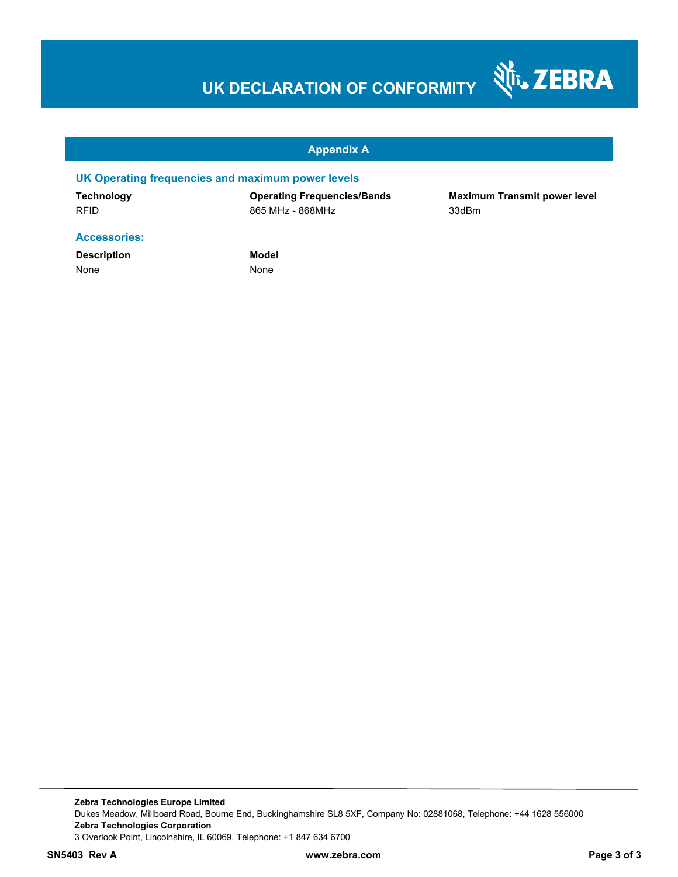# UK DECLARATION OF CONFORMITY

## Appendix A

### UK Operating frequencies and maximum power levels

| Technology | Operating Frequencies/Bands | Maximum Transmit power level |
|---|---|---|
| RFID | 865 MHz - 868MHz | 33dBm |

### Accessories:

| Description | Model |
|---|---|
| None | None |

**Zebra Technologies Europe Limited**
Dukes Meadow, Millboard Road, Bourne End, Buckinghamshire SL8 5XF, Company No: 02881068, Telephone: +44 1628 556000
**Zebra Technologies Corporation**
3 Overlook Point, Lincolnshire, IL 60069, Telephone: +1 847 634 6700

**SN5403 Rev A** **www.zebra.com**